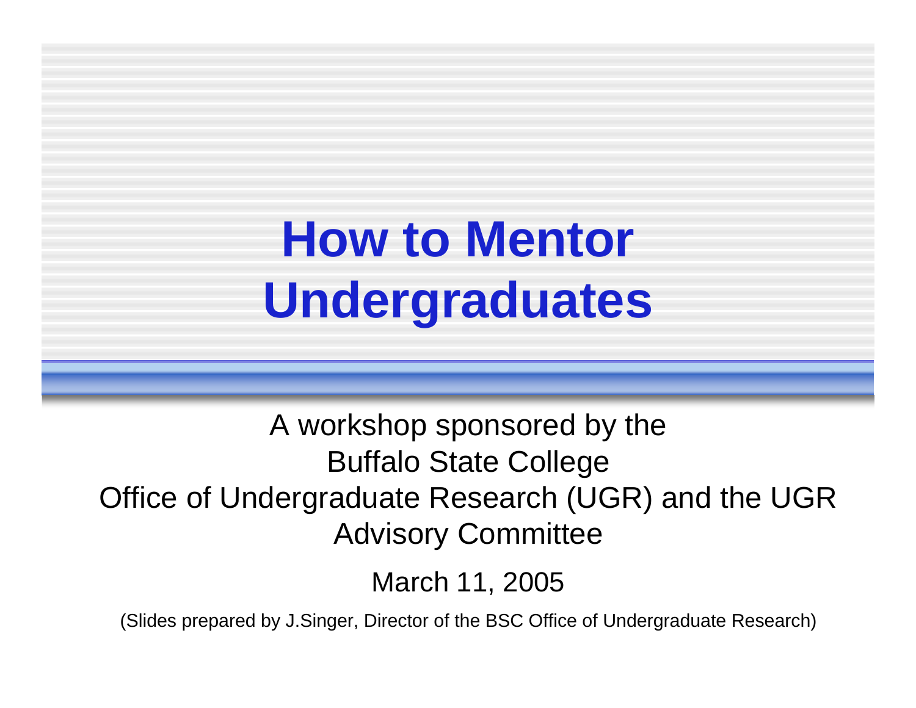# How to Mentor Undergraduates

A workshop sponsored by the
Buffalo State College
Office of Undergraduate Research (UGR) and the UGR Advisory Committee

March 11, 2005

(Slides prepared by J.Singer, Director of the BSC Office of Undergraduate Research)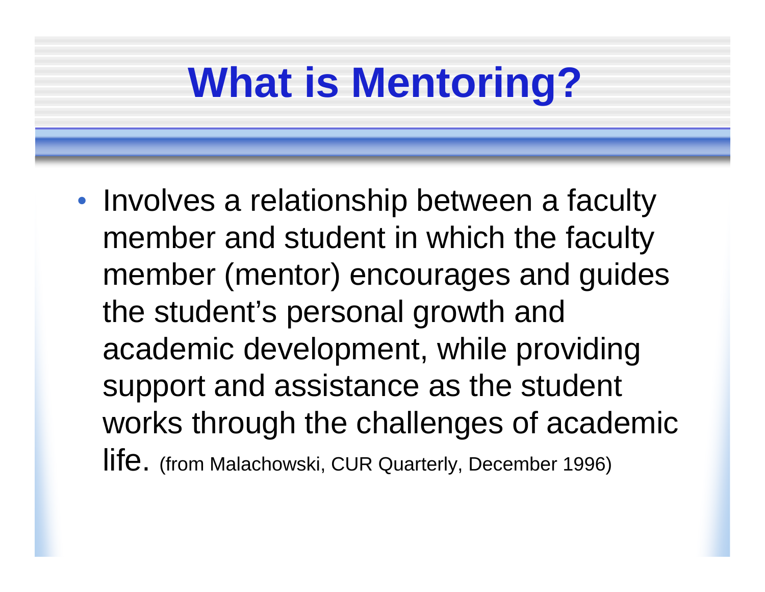# What is Mentoring?

- Involves a relationship between a faculty member and student in which the faculty member (mentor) encourages and guides the student's personal growth and academic development, while providing support and assistance as the student works through the challenges of academic life. (from Malachowski, CUR Quarterly, December 1996)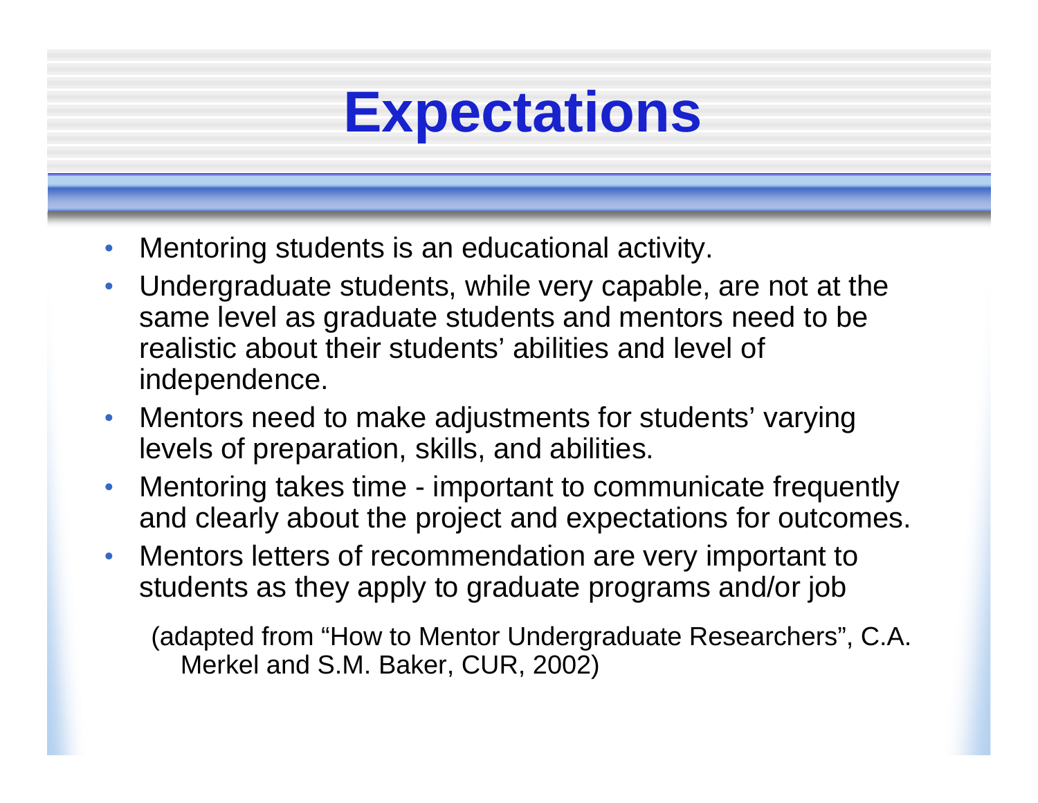# Expectations

- Mentoring students is an educational activity.
- Undergraduate students, while very capable, are not at the same level as graduate students and mentors need to be realistic about their students' abilities and level of independence.
- Mentors need to make adjustments for students' varying levels of preparation, skills, and abilities.
- Mentoring takes time - important to communicate frequently and clearly about the project and expectations for outcomes.
- Mentors letters of recommendation are very important to students as they apply to graduate programs and/or job

(adapted from "How to Mentor Undergraduate Researchers", C.A. Merkel and S.M. Baker, CUR, 2002)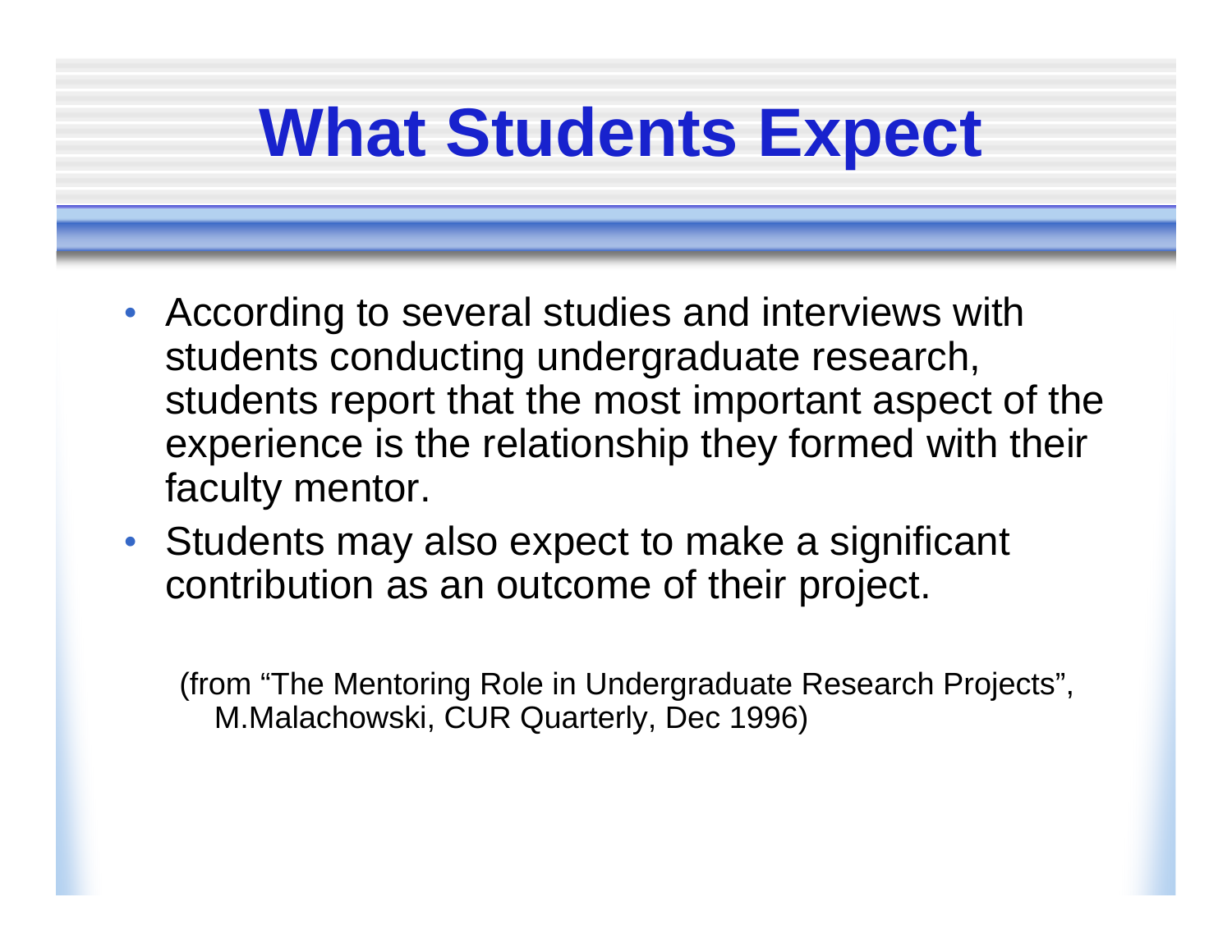# What Students Expect

- According to several studies and interviews with students conducting undergraduate research, students report that the most important aspect of the experience is the relationship they formed with their faculty mentor.
- Students may also expect to make a significant contribution as an outcome of their project.

(from “The Mentoring Role in Undergraduate Research Projects”, M.Malachowski, CUR Quarterly, Dec 1996)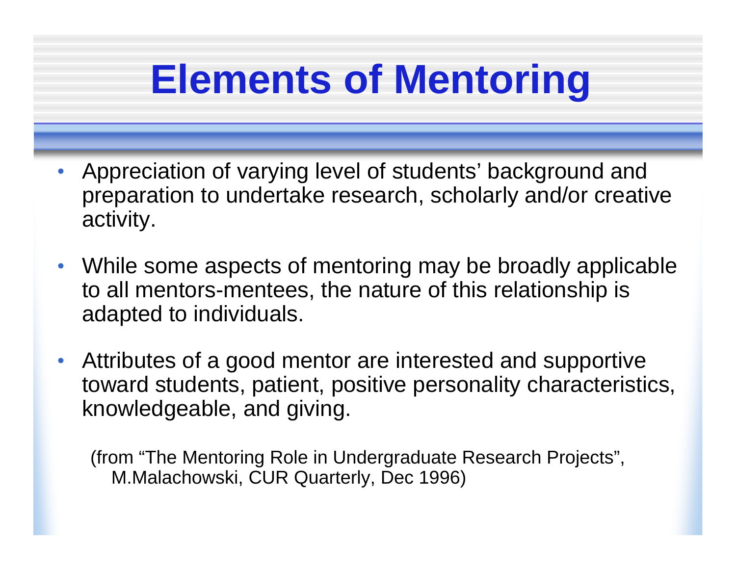# Elements of Mentoring

- Appreciation of varying level of students' background and preparation to undertake research, scholarly and/or creative activity.
- While some aspects of mentoring may be broadly applicable to all mentors-mentees, the nature of this relationship is adapted to individuals.
- Attributes of a good mentor are interested and supportive toward students, patient, positive personality characteristics, knowledgeable, and giving.

(from "The Mentoring Role in Undergraduate Research Projects", M.Malachowski, CUR Quarterly, Dec 1996)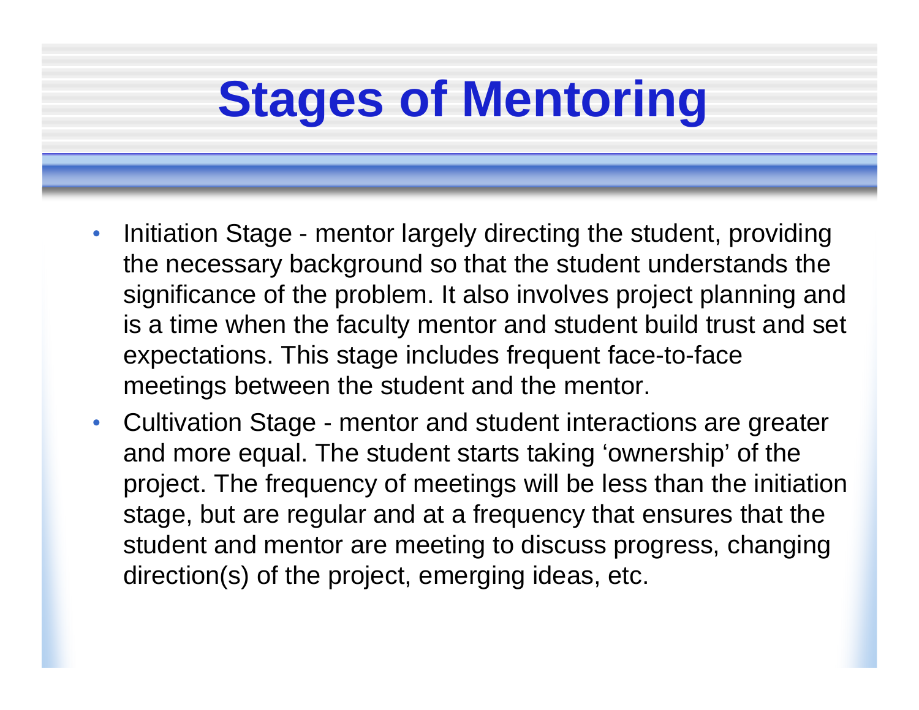# Stages of Mentoring

- Initiation Stage - mentor largely directing the student, providing the necessary background so that the student understands the significance of the problem. It also involves project planning and is a time when the faculty mentor and student build trust and set expectations. This stage includes frequent face-to-face meetings between the student and the mentor.
- Cultivation Stage - mentor and student interactions are greater and more equal. The student starts taking 'ownership' of the project. The frequency of meetings will be less than the initiation stage, but are regular and at a frequency that ensures that the student and mentor are meeting to discuss progress, changing direction(s) of the project, emerging ideas, etc.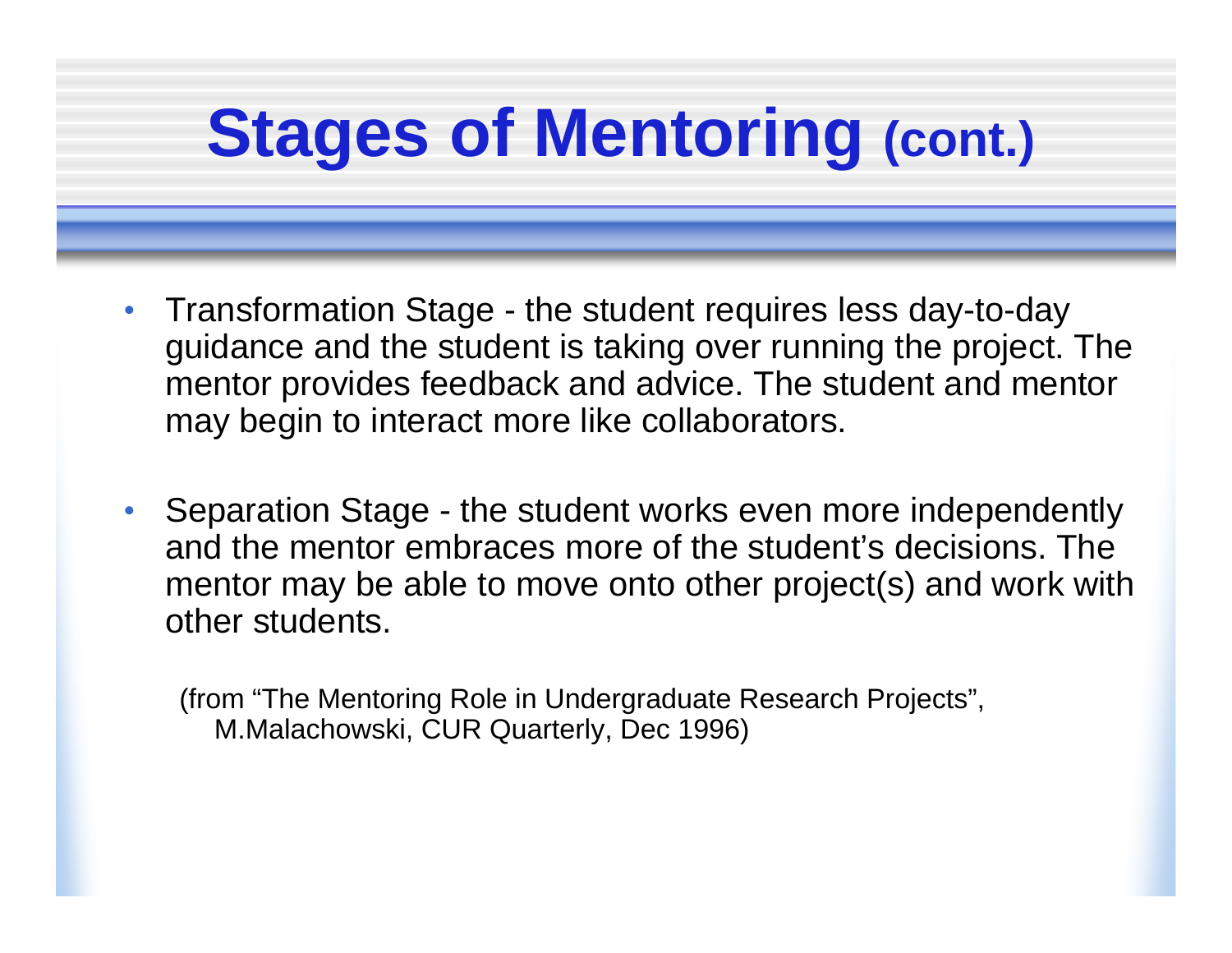# Stages of Mentoring (cont.)

- Transformation Stage - the student requires less day-to-day guidance and the student is taking over running the project. The mentor provides feedback and advice. The student and mentor may begin to interact more like collaborators.

- Separation Stage - the student works even more independently and the mentor embraces more of the student's decisions. The mentor may be able to move onto other project(s) and work with other students.

(from "The Mentoring Role in Undergraduate Research Projects", M.Malachowski, CUR Quarterly, Dec 1996)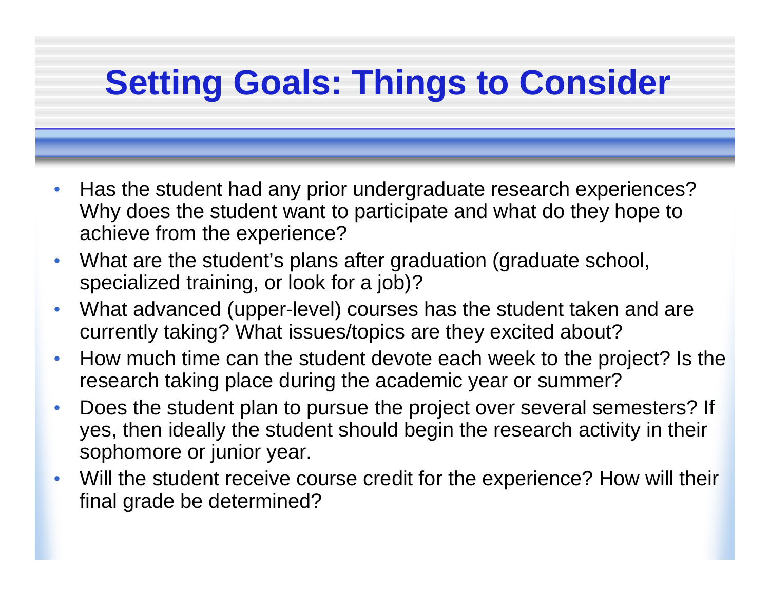# Setting Goals: Things to Consider

- Has the student had any prior undergraduate research experiences? Why does the student want to participate and what do they hope to achieve from the experience?
- What are the student's plans after graduation (graduate school, specialized training, or look for a job)?
- What advanced (upper-level) courses has the student taken and are currently taking? What issues/topics are they excited about?
- How much time can the student devote each week to the project? Is the research taking place during the academic year or summer?
- Does the student plan to pursue the project over several semesters? If yes, then ideally the student should begin the research activity in their sophomore or junior year.
- Will the student receive course credit for the experience? How will their final grade be determined?